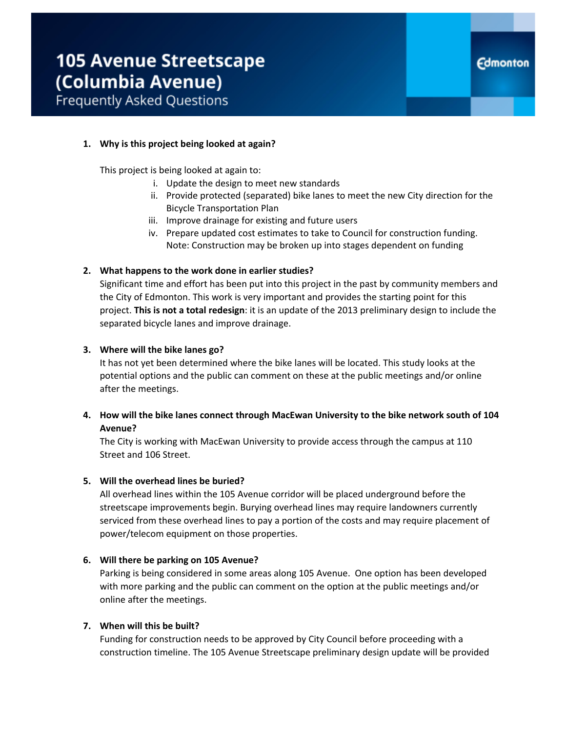# 105 Avenue Streetscape (Columbia Avenue)

## Frequently Asked Questions

Edmonton

1. **Why is this project being looked at again?**

   This project is being looked at again to:

   i. Update the design to meet new standards
   ii. Provide protected (separated) bike lanes to meet the new City direction for the Bicycle Transportation Plan
   iii. Improve drainage for existing and future users
   iv. Prepare updated cost estimates to take to Council for construction funding. Note: Construction may be broken up into stages dependent on funding

2. **What happens to the work done in earlier studies?**

   Significant time and effort has been put into this project in the past by community members and the City of Edmonton. This work is very important and provides the starting point for this project. **This is not a total redesign**: it is an update of the 2013 preliminary design to include the separated bicycle lanes and improve drainage.

3. **Where will the bike lanes go?**

   It has not yet been determined where the bike lanes will be located. This study looks at the potential options and the public can comment on these at the public meetings and/or online after the meetings.

4. **How will the bike lanes connect through MacEwan University to the bike network south of 104 Avenue?**

   The City is working with MacEwan University to provide access through the campus at 110 Street and 106 Street.

5. **Will the overhead lines be buried?**

   All overhead lines within the 105 Avenue corridor will be placed underground before the streetscape improvements begin. Burying overhead lines may require landowners currently serviced from these overhead lines to pay a portion of the costs and may require placement of power/telecom equipment on those properties.

6. **Will there be parking on 105 Avenue?**

   Parking is being considered in some areas along 105 Avenue. One option has been developed with more parking and the public can comment on the option at the public meetings and/or online after the meetings.

7. **When will this be built?**

   Funding for construction needs to be approved by City Council before proceeding with a construction timeline. The 105 Avenue Streetscape preliminary design update will be provided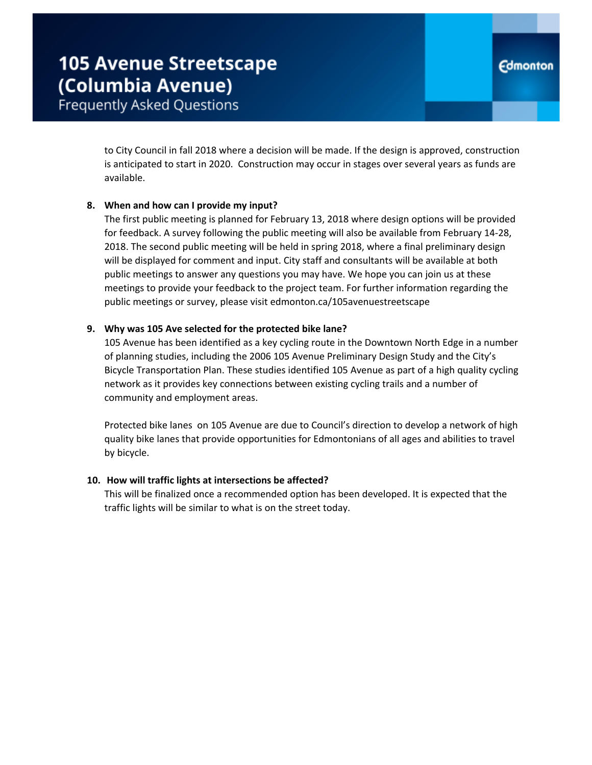to City Council in fall 2018 where a decision will be made. If the design is approved, construction is anticipated to start in 2020. Construction may occur in stages over several years as funds are available.

8. **When and how can I provide my input?**
   The first public meeting is planned for February 13, 2018 where design options will be provided for feedback. A survey following the public meeting will also be available from February 14-28, 2018. The second public meeting will be held in spring 2018, where a final preliminary design will be displayed for comment and input. City staff and consultants will be available at both public meetings to answer any questions you may have. We hope you can join us at these meetings to provide your feedback to the project team. For further information regarding the public meetings or survey, please visit edmonton.ca/105avenuestreetscape

9. **Why was 105 Ave selected for the protected bike lane?**
   105 Avenue has been identified as a key cycling route in the Downtown North Edge in a number of planning studies, including the 2006 105 Avenue Preliminary Design Study and the City's Bicycle Transportation Plan. These studies identified 105 Avenue as part of a high quality cycling network as it provides key connections between existing cycling trails and a number of community and employment areas.

   Protected bike lanes on 105 Avenue are due to Council's direction to develop a network of high quality bike lanes that provide opportunities for Edmontonians of all ages and abilities to travel by bicycle.

10. **How will traffic lights at intersections be affected?**
    This will be finalized once a recommended option has been developed. It is expected that the traffic lights will be similar to what is on the street today.